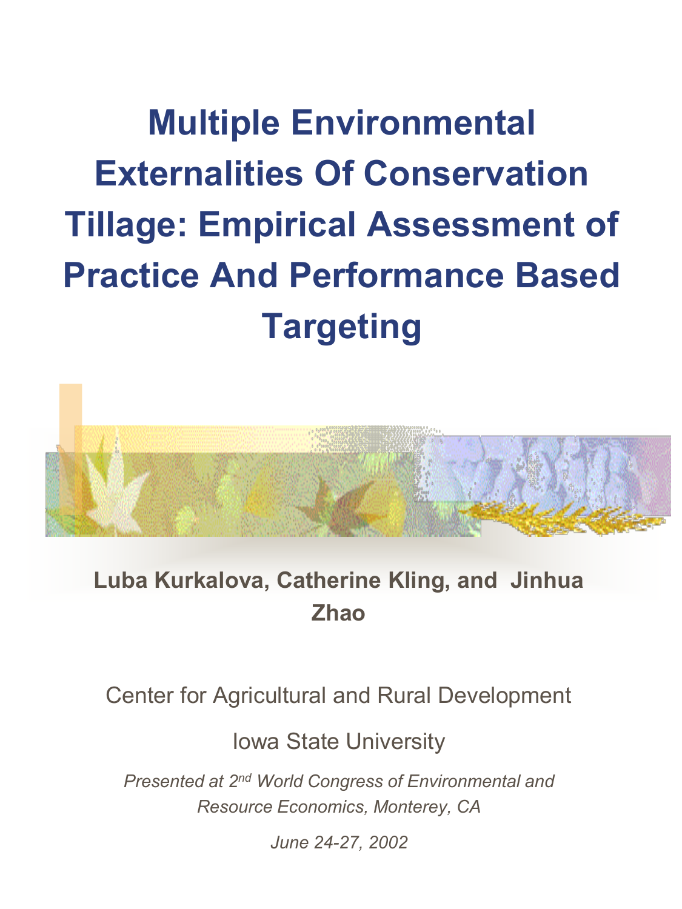# Multiple Environmental Externalities Of Conservation Tillage: Empirical Assessment of Practice And Performance Based Targeting

**Luba Kurkalova, Catherine Kling, and Jinhua Zhao**

Center for Agricultural and Rural Development

Iowa State University

*Presented at 2nd World Congress of Environmental and Resource Economics, Monterey, CA*

*June 24-27, 2002*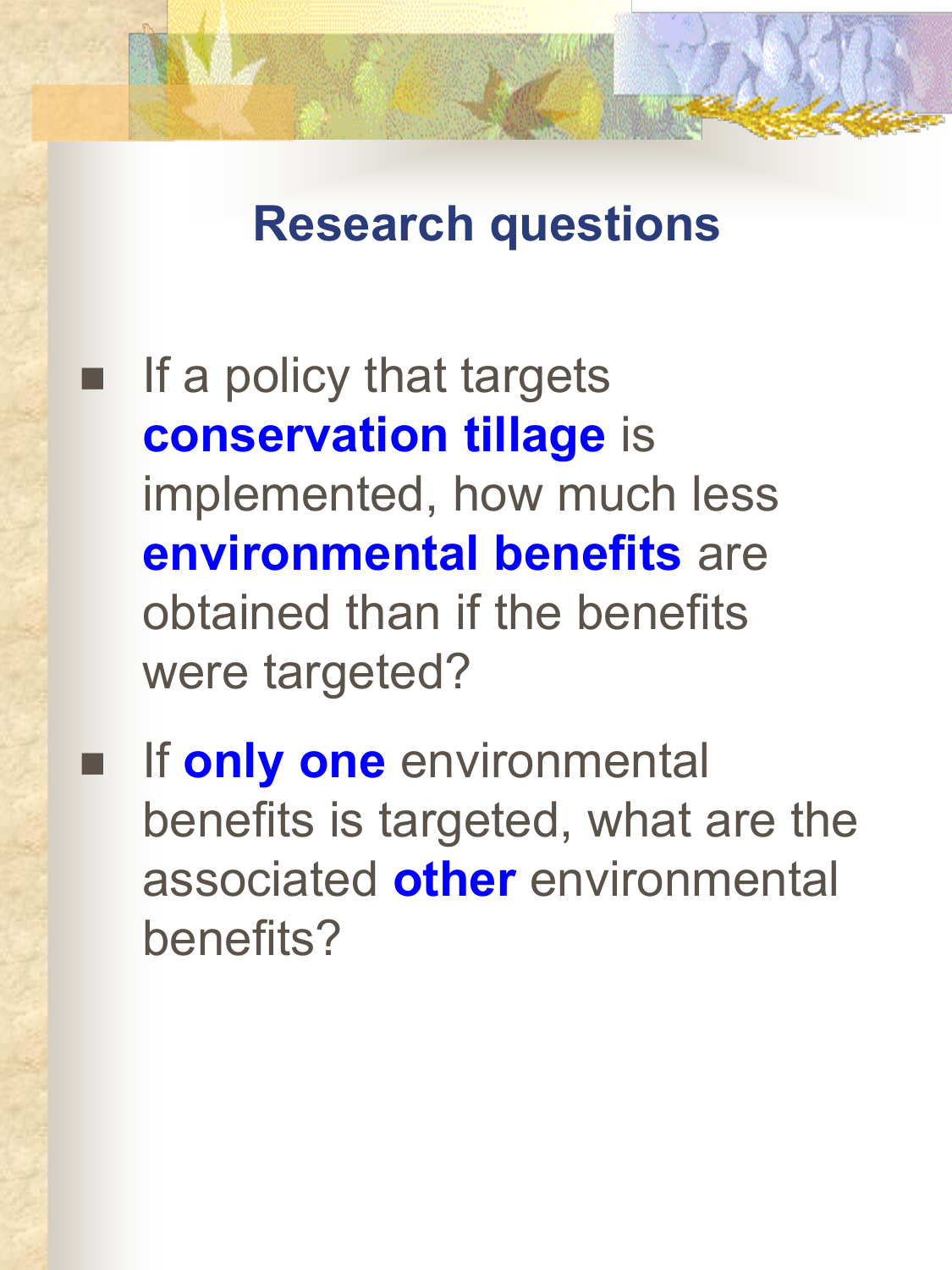# Research questions

- If a policy that targets **conservation tillage** is implemented, how much less **environmental benefits** are obtained than if the benefits were targeted?
- If **only one** environmental benefits is targeted, what are the associated **other** environmental benefits?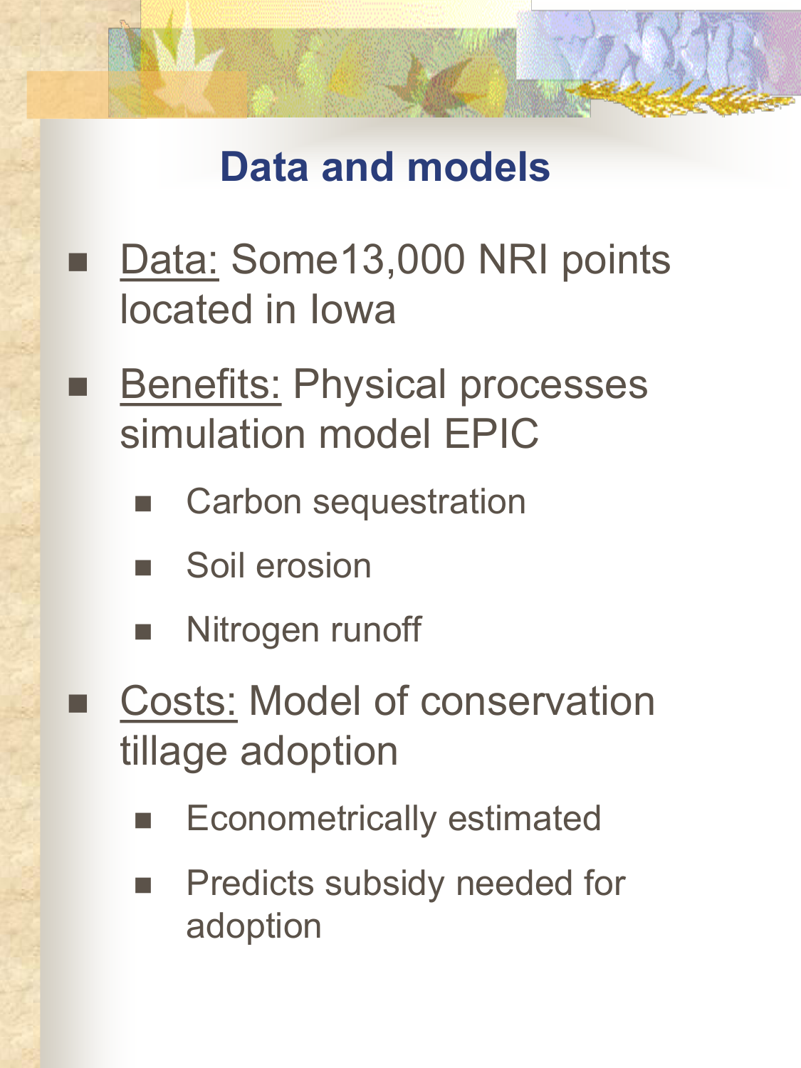# Data and models

- Data: Some13,000 NRI points located in Iowa
- Benefits: Physical processes simulation model EPIC
  - Carbon sequestration
  - Soil erosion
  - Nitrogen runoff
- Costs: Model of conservation tillage adoption
  - Econometrically estimated
  - Predicts subsidy needed for adoption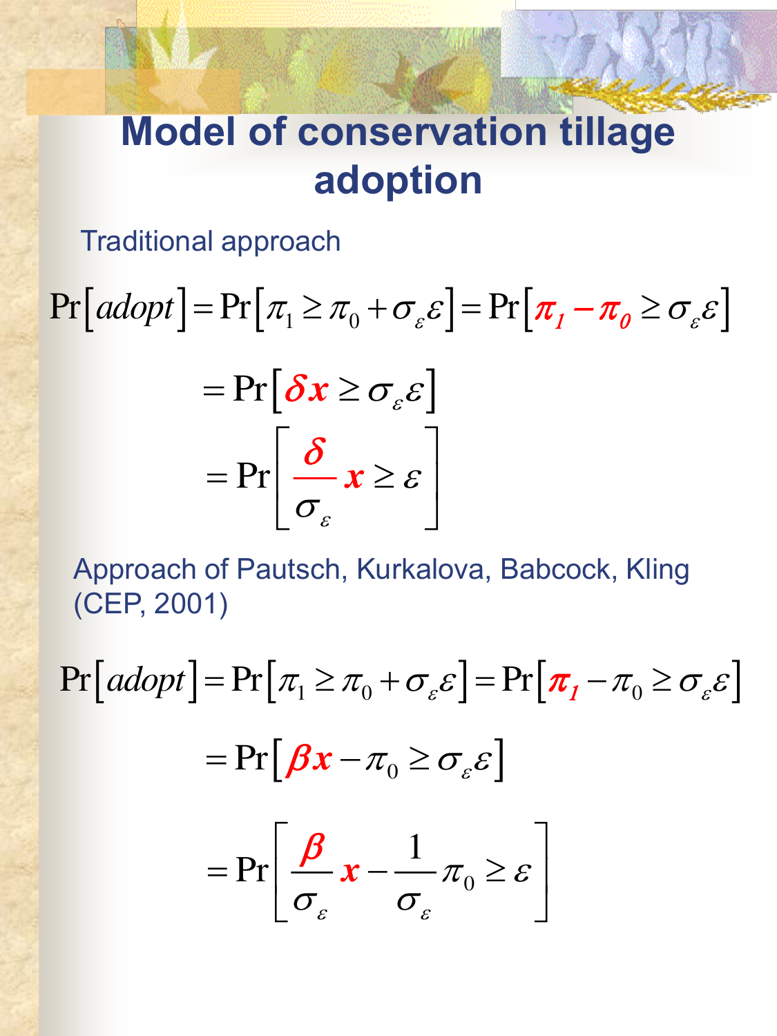# Model of conservation tillage adoption

Traditional approach

$$\Pr\left[adopt\right] = \Pr\left[\pi_1 \geq \pi_0 + \sigma_\varepsilon \varepsilon\right] = \Pr\left[\pi_1 - \pi_0 \geq \sigma_\varepsilon \varepsilon\right]$$

$$= \Pr\left[\delta x \geq \sigma_\varepsilon \varepsilon\right]$$

$$= \Pr\left[\frac{\delta}{\sigma_\varepsilon} x \geq \varepsilon\right]$$

Approach of Pautsch, Kurkalova, Babcock, Kling (CEP, 2001)

$$\Pr\left[adopt\right] = \Pr\left[\pi_1 \geq \pi_0 + \sigma_\varepsilon \varepsilon\right] = \Pr\left[\pi_1 - \pi_0 \geq \sigma_\varepsilon \varepsilon\right]$$

$$= \Pr\left[\beta x - \pi_0 \geq \sigma_\varepsilon \varepsilon\right]$$

$$= \Pr\left[\frac{\beta}{\sigma_\varepsilon} x - \frac{1}{\sigma_\varepsilon} \pi_0 \geq \varepsilon\right]$$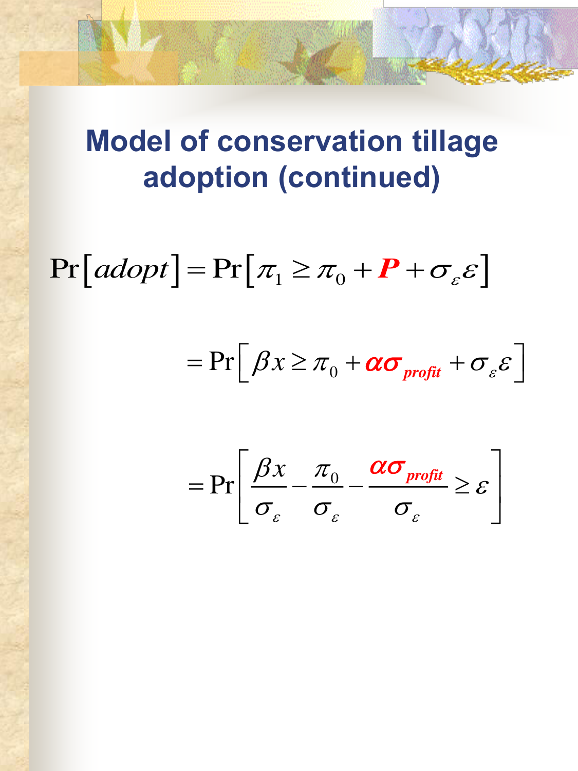# Model of conservation tillage adoption (continued)

$$\Pr\left[adopt\right] = \Pr\left[\pi_1 \geq \pi_0 + \boldsymbol{P} + \sigma_\varepsilon \varepsilon\right]$$

$$= \Pr\left[\beta x \geq \pi_0 + \boldsymbol{\alpha\sigma}_{profit} + \sigma_\varepsilon \varepsilon\right]$$

$$= \Pr\left[\frac{\beta x}{\sigma_\varepsilon} - \frac{\pi_0}{\sigma_\varepsilon} - \frac{\alpha\sigma_{profit}}{\sigma_\varepsilon} \geq \varepsilon\right]$$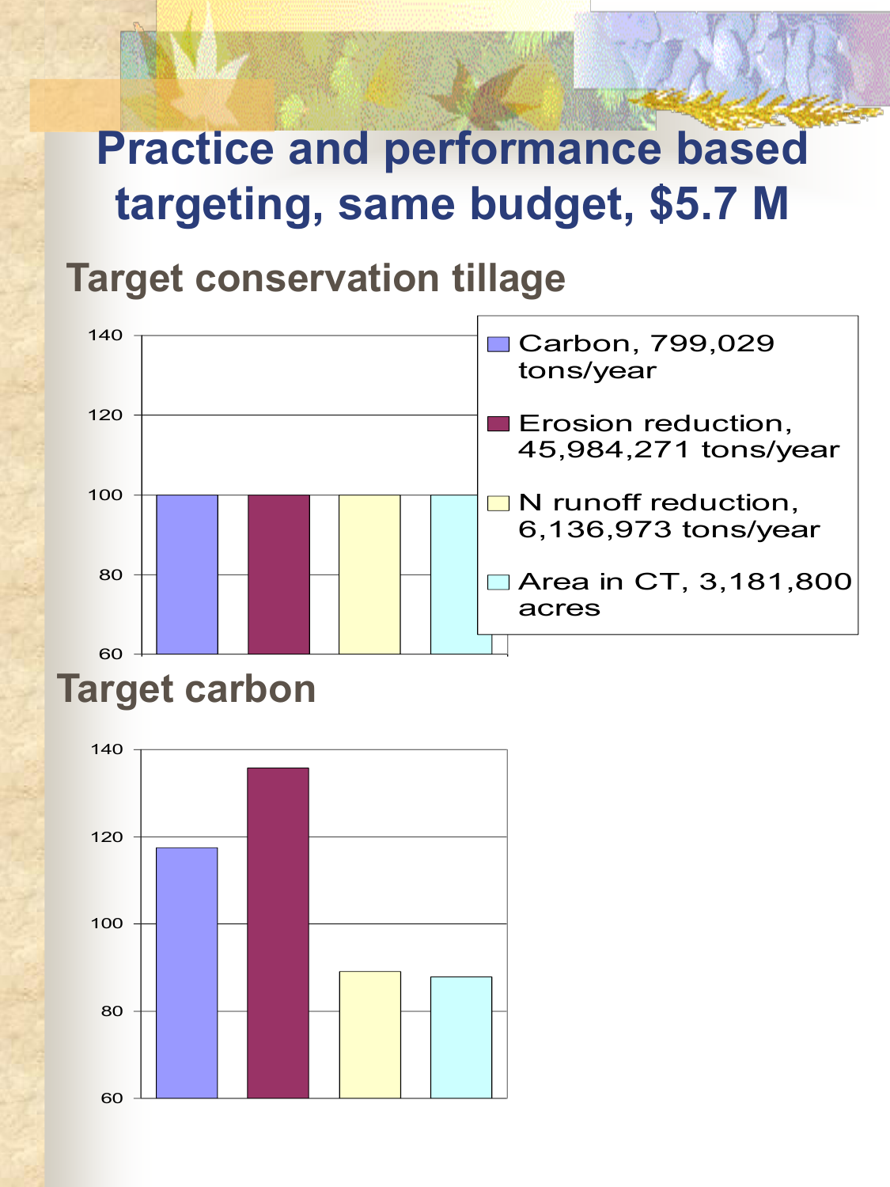# Practice and performance based targeting, same budget, $5.7 M

## Target conservation tillage

| | Carbon, 799,029 tons/year | Erosion reduction, 45,984,271 tons/year | N runoff reduction, 6,136,973 tons/year | Area in CT, 3,181,800 acres |
|---|---|---|---|---|
| Target conservation tillage | 100 | 100 | 100 | 100 |

## Target carbon

| | Carbon | Erosion reduction | N runoff reduction | Area in CT |
|---|---|---|---|---|
| Target carbon | ~117 | ~136 | ~89 | ~88 |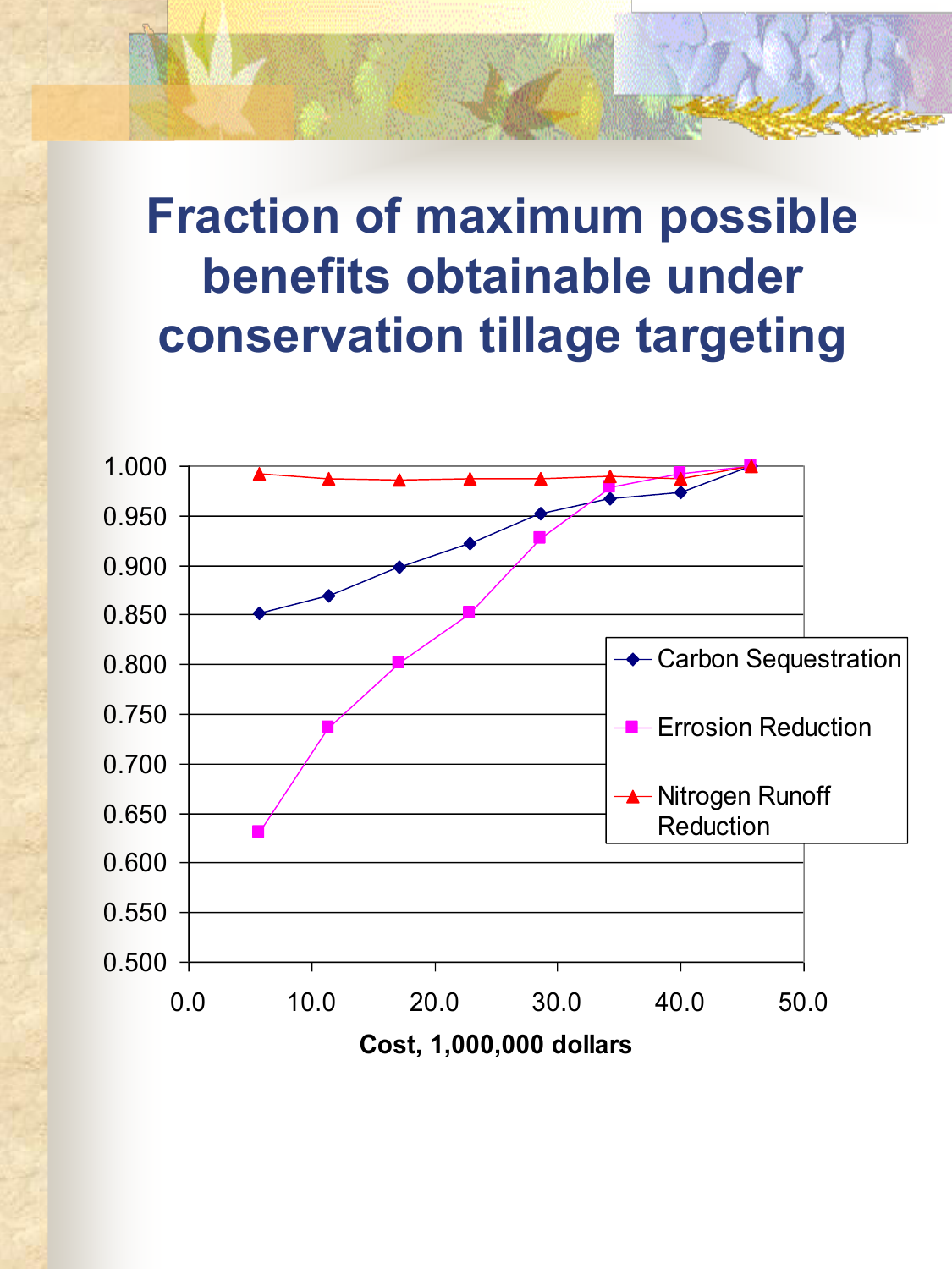# Fraction of maximum possible benefits obtainable under conservation tillage targeting

| Cost, 1,000,000 dollars | Carbon Sequestration | Errosion Reduction | Nitrogen Runoff Reduction |
|---|---|---|---|
| 5.7 | 0.852 | 0.632 | 0.993 |
| 11.4 | 0.870 | 0.737 | 0.988 |
| 17.1 | 0.899 | 0.802 | 0.987 |
| 22.9 | 0.922 | 0.852 | 0.988 |
| 28.6 | 0.953 | 0.928 | 0.988 |
| 34.3 | 0.968 | 0.979 | 0.990 |
| 40.0 | 0.974 | 0.993 | 0.988 |
| 45.7 | 1.000 | 1.000 | 1.000 |

*Values above are approximate readings from the chart.*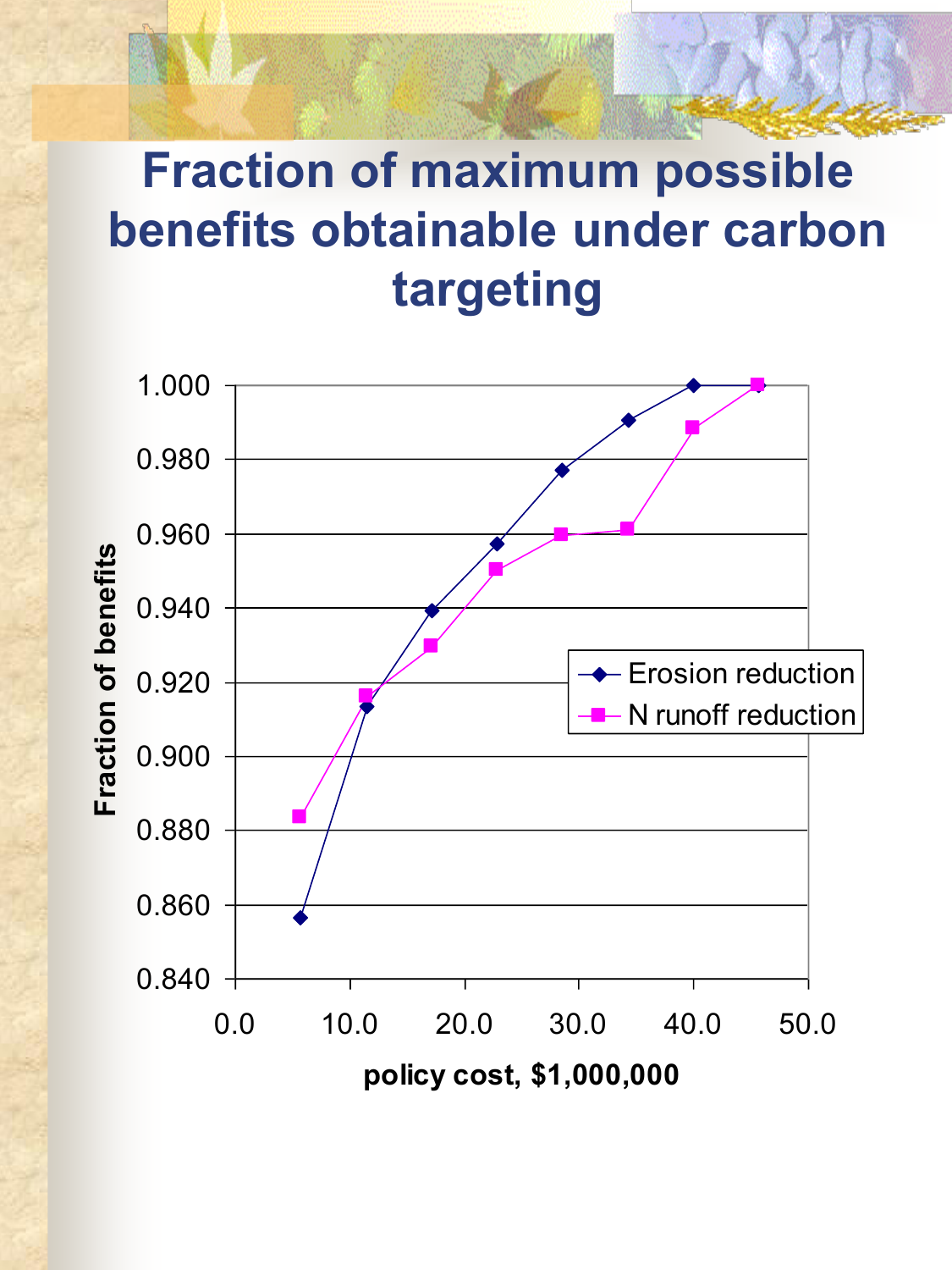# Fraction of maximum possible benefits obtainable under carbon targeting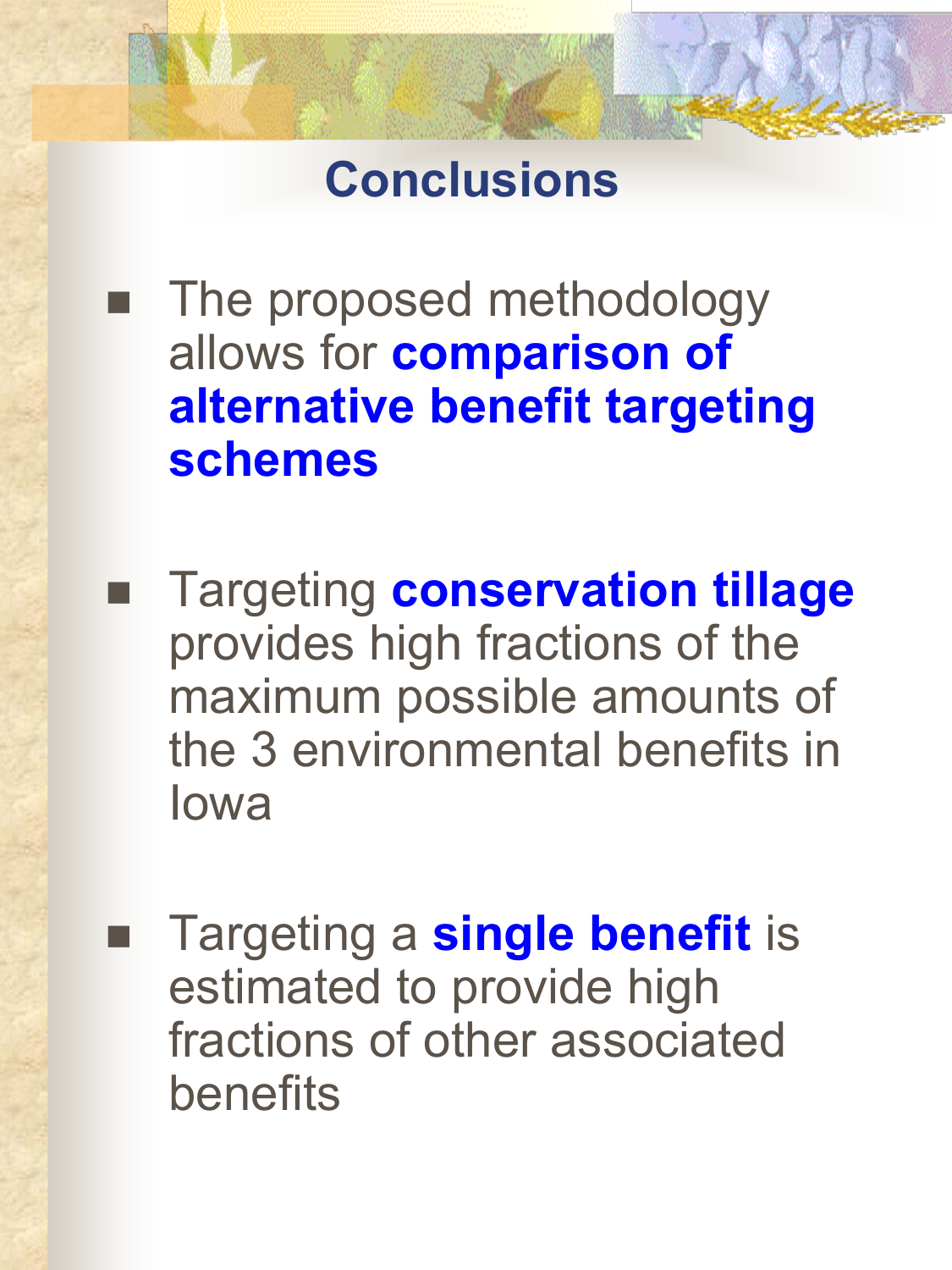# Conclusions

- The proposed methodology allows for **comparison of alternative benefit targeting schemes**

- Targeting **conservation tillage** provides high fractions of the maximum possible amounts of the 3 environmental benefits in Iowa

- Targeting a **single benefit** is estimated to provide high fractions of other associated benefits